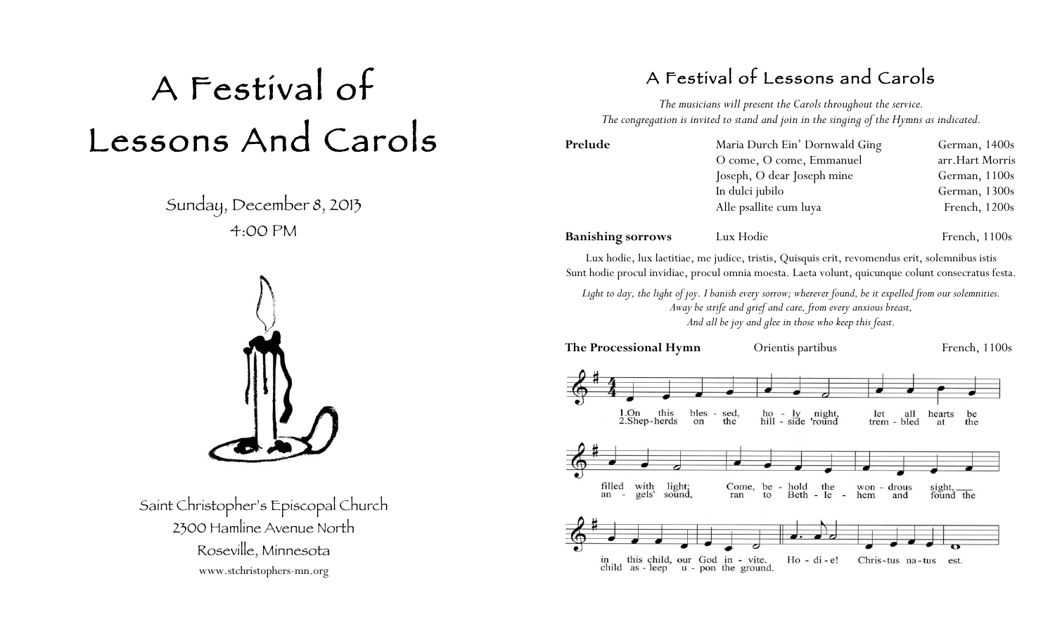# A Festival of Lessons And Carols

Sunday, December 8, 2013

4:00 PM

Saint Christopher's Episcopal Church

2300 Hamline Avenue North

Roseville, Minnesota

www.stchristophers-mn.org

## A Festival of Lessons and Carols

*The musicians will present the Carols throughout the service.*
*The congregation is invited to stand and join in the singing of the Hymns as indicated.*

| | | |
|---|---|---|
| **Prelude** | Maria Durch Ein' Dornwald Ging | German, 1400s |
| | O come, O come, Emmanuel | arr.Hart Morris |
| | Joseph, O dear Joseph mine | German, 1100s |
| | In dulci jubilo | German, 1300s |
| | Alle psallite cum luya | French, 1200s |
| **Banishing sorrows** | Lux Hodie | French, 1100s |

Lux hodie, lux laetitiae, me judice, tristis, Quisquis erit, revomendus erit, solemnibus istis
Sunt hodie procul invidiae, procul omnia moesta. Laeta volunt, quicunque colunt consecratus festa.

*Light to day, the light of joy. I banish every sorrow; wherever found, be it expelled from our solemnities.*
*Away be strife and grief and care, from every anxious breast,*
*And all be joy and glee in those who keep this feast.*

**The Processional Hymn** Orientis partibus French, 1100s

1. On this bles - sed, ho - ly night, let all hearts be filled with light; Come, be - hold the won - drous sight, in this child, our God in - vite. Ho - di - e! Chris-tus na-tus est.

2. Shep-herds on the hill - side 'round trem - bled at the an - gels' sound, ran to Beth - le - hem and found the child as - leep u - pon the ground.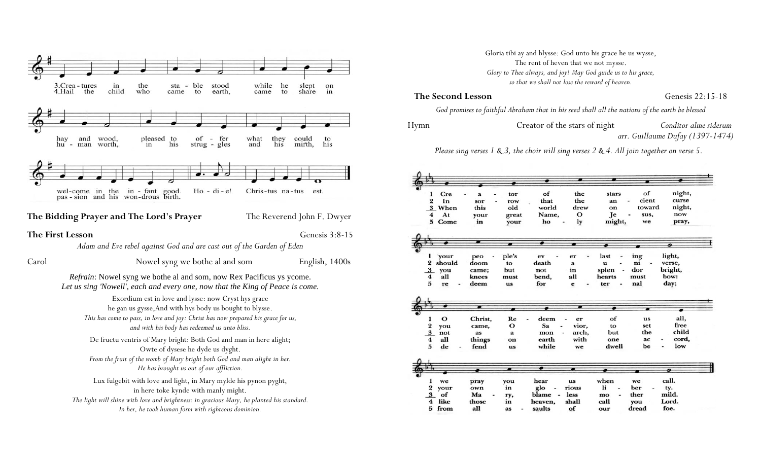3. Creatures in the stable stood while he slept on hay and wood, pleased to offer what they could to welcome in the infant good. Hodie! Christus natus est.

4. Hail the child who came to earth, came to share in human worth, in his struggles and his mirth, his passion and his wondrous birth.

**The Bidding Prayer and The Lord's Prayer** — The Reverend John F. Dwyer

**The First Lesson** — Genesis 3:8-15

*Adam and Eve rebel against God and are cast out of the Garden of Eden*

Carol — Nowel syng we bothe al and som — English, 1400s

*Refrain*: Nowel syng we bothe al and som, now Rex Pacificus ys ycome.
*Let us sing 'Nowell', each and every one, now that the King of Peace is come.*

Exordium est in love and lysse: now Cryst hys grace
he gan us gysse, And with hys body us bought to blysse.
*This has come to pass, in love and joy: Christ has now prepared his grace for us,*
*and with his body has redeemed us unto bliss.*

De fructu ventris of Mary bright: Both God and man in here alight;
Owte of dysese he dyde us dyght.
*From the fruit of the womb of Mary bright both God and man alight in her.*
*He has brought us out of our affliction.*

Lux fulgebit with love and light, in Mary mylde his pynon pyght,
in here toke kynde with manly might.
*The light will shine with love and brightness: in gracious Mary, he planted his standard.*
*In her, he took human form with righteous dominion.*

Gloria tibi ay and blysse: God unto his grace he us wysse,
The rent of heven that we not mysse.
*Glory to Thee always, and joy! May God guide us to his grace,*
*so that we shall not lose the reward of heaven.*

**The Second Lesson** — Genesis 22:15-18

*God promises to faithful Abraham that in his seed shall all the nations of the earth be blessed*

Hymn — Creator of the stars of night — *Conditor alme siderum*
*arr. Guillaume Dufay (1397-1474)*

*Please sing verses 1 & 3, the choir will sing verses 2 & 4. All join together on verse 5.*

1 Creator of the stars of night, your people's everlasting light, O Christ, Redeemer of us all, we pray you hear us when we call.

2 In sorrow that the ancient curse should doom to death a universe, you came, O Savior, to set free your own in glorious liberty.

3 When this old world drew on toward night, you came; but not in splendor bright, not as a monarch, but the child of Mary, blameless mother mild.

4 At your great Name, O Jesus, now all knees must bend, all hearts must bow: all things on earth with one accord, like those in heaven, shall call you Lord.

5 Come in your holy might, we pray, redeem us for eternal day; defend us while we dwell below from all assaults of our dread foe.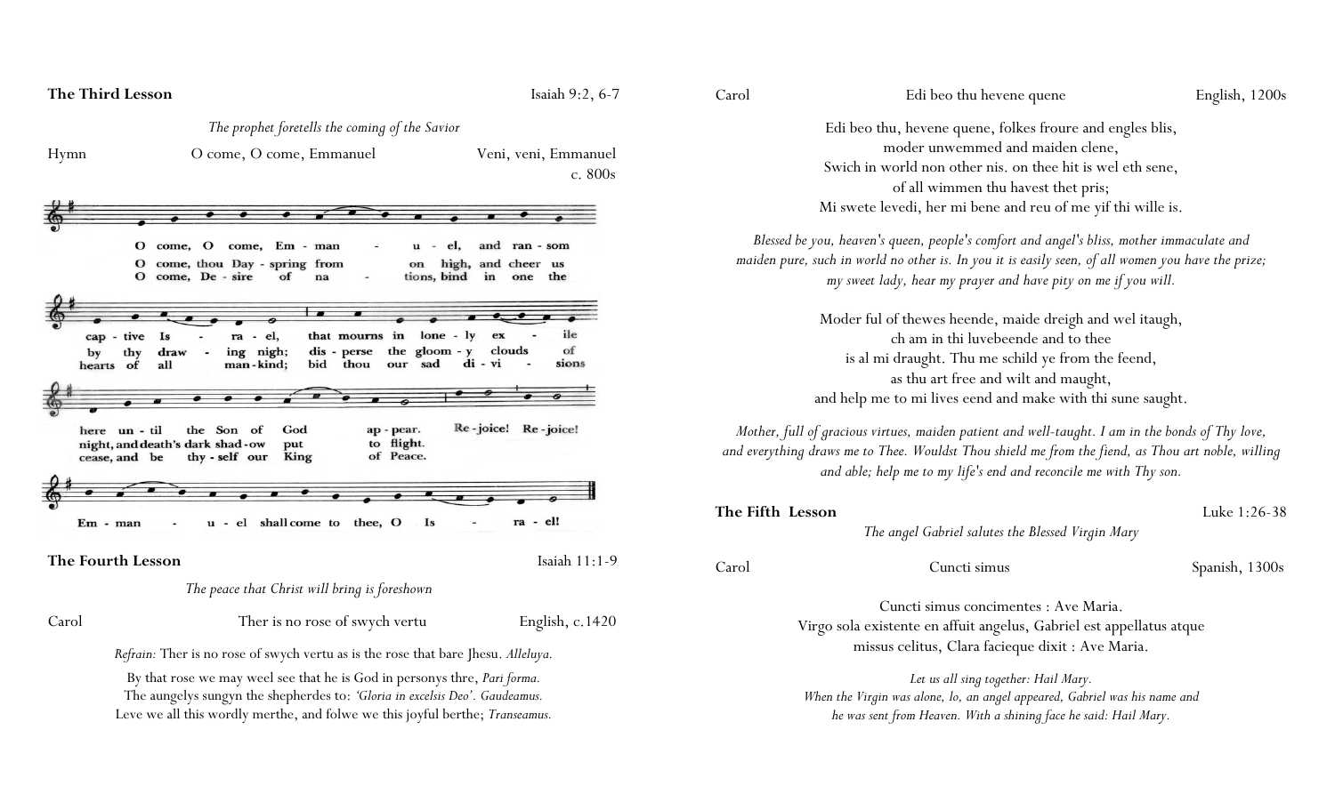**The Third Lesson** Isaiah 9:2, 6-7

*The prophet foretells the coming of the Savior*

Hymn — O come, O come, Emmanuel — Veni, veni, Emmanuel c. 800s

O come, O come, Emmanuel, and ransom captive Israel, that mourns in lonely exile here until the Son of God appear. Rejoice! Rejoice! Emmanuel shall come to thee, O Israel!

O come, thou Day-spring from on high, and cheer us by thy drawing nigh; disperse the gloomy clouds of night, and death's dark shadow put to flight.

O come, Desire of nations, bind in one the hearts of all mankind; bid thou our sad divisions cease, and be thyself our King of Peace.

**The Fourth Lesson** Isaiah 11:1-9

*The peace that Christ will bring is foreshown*

Carol — Ther is no rose of swych vertu — English, c.1420

*Refrain:* Ther is no rose of swych vertu as is the rose that bare Jhesu. *Alleluya.*

By that rose we may weel see that he is God in personys thre, *Pari forma.*
The aungelys sungyn the shepherdes to: *'Gloria in excelsis Deo'. Gaudeamus.*
Leve we all this wordly merthe, and folwe we this joyful berthe; *Transeamus.*

Carol — Edi beo thu hevene quene — English, 1200s

Edi beo thu, hevene quene, folkes froure and engles blis,
moder unwemmed and maiden clene,
Swich in world non other nis. on thee hit is wel eth sene,
of all wimmen thu havest thet pris;
Mi swete levedi, her mi bene and reu of me yif thi wille is.

*Blessed be you, heaven's queen, people's comfort and angel's bliss, mother immaculate and maiden pure, such in world no other is. In you it is easily seen, of all women you have the prize; my sweet lady, hear my prayer and have pity on me if you will.*

Moder ful of thewes heende, maide dreigh and wel itaugh,
ch am in thi luvebeende and to thee
is al mi draught. Thu me schild ye from the feend,
as thu art free and wilt and maught,
and help me to mi lives eend and make with thi sune saught.

*Mother, full of gracious virtues, maiden patient and well-taught. I am in the bonds of Thy love, and everything draws me to Thee. Wouldst Thou shield me from the fiend, as Thou art noble, willing and able; help me to my life's end and reconcile me with Thy son.*

**The Fifth Lesson** Luke 1:26-38

*The angel Gabriel salutes the Blessed Virgin Mary*

Carol — Cuncti simus — Spanish, 1300s

Cuncti simus concimentes : Ave Maria.
Virgo sola existente en affuit angelus, Gabriel est appellatus atque
missus celitus, Clara facieque dixit : Ave Maria.

*Let us all sing together: Hail Mary.*
*When the Virgin was alone, lo, an angel appeared, Gabriel was his name and he was sent from Heaven. With a shining face he said: Hail Mary.*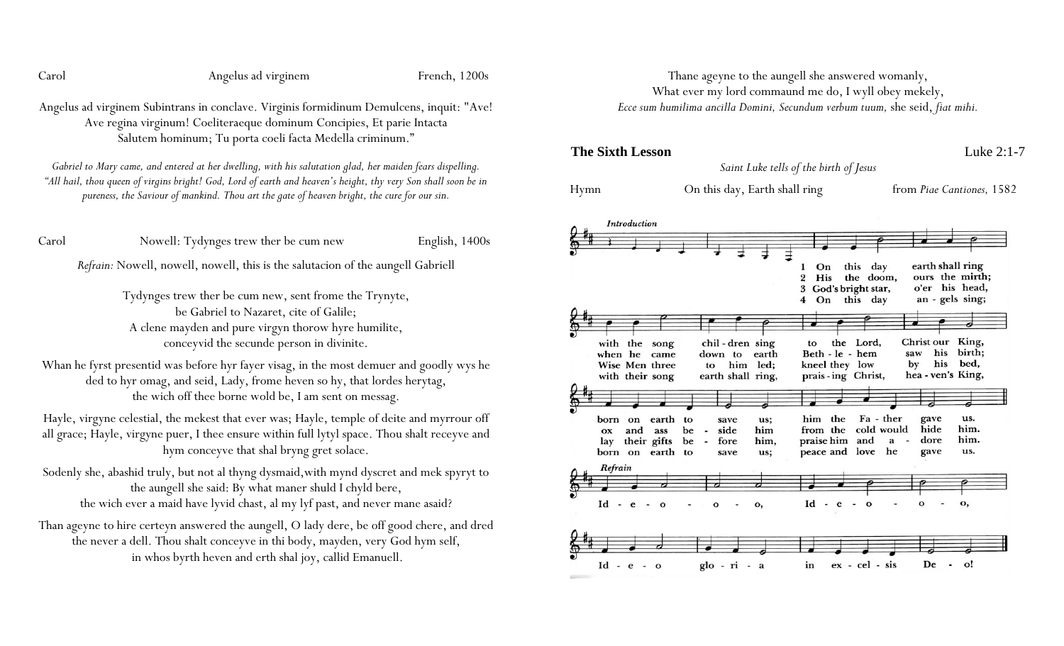Carol — Angelus ad virginem — French, 1200s

Angelus ad virginem Subintrans in conclave. Virginis formidinum Demulcens, inquit: "Ave! Ave regina virginum! Coeliteraeque dominum Concipies, Et parie Intacta Salutem hominum; Tu porta coeli facta Medella criminum."

*Gabriel to Mary came, and entered at her dwelling, with his salutation glad, her maiden fears dispelling. "All hail, thou queen of virgins bright! God, Lord of earth and heaven's height, thy very Son shall soon be in pureness, the Saviour of mankind. Thou art the gate of heaven bright, the cure for our sin.*

Carol — Nowell: Tydynges trew ther be cum new — English, 1400s

*Refrain:* Nowell, nowell, nowell, this is the salutacion of the aungell Gabriell

Tydynges trew ther be cum new, sent frome the Trynyte,
be Gabriel to Nazaret, cite of Galile;
A clene mayden and pure virgyn thorow hyre humilite,
conceyvid the secunde person in divinite.

Whan he fyrst presentid was before hyr fayer visag, in the most demuer and goodly wys he ded to hyr omag, and seid, Lady, frome heven so hy, that lordes herytag, the wich off thee borne wold be, I am sent on messag.

Hayle, virgyne celestial, the mekest that ever was; Hayle, temple of deite and myrrour off all grace; Hayle, virgyne puer, I thee ensure within full lytyl space. Thou shalt receyve and hym conceyve that shal bryng gret solace.

Sodenly she, abashid truly, but not al thyng dysmaid,with mynd dyscret and mek spyryt to the aungell she said: By what maner shuld I chyld bere,
the wich ever a maid have lyvid chast, al my lyf past, and never mane asaid?

Than ageyne to hire certeyn answered the aungell, O lady dere, be off good chere, and dred the never a dell. Thou shalt conceyve in thi body, mayden, very God hym self,
in whos byrth heven and erth shal joy, callid Emanuell.

Thane ageyne to the aungell she answered womanly,
What ever my lord commaund me do, I wyll obey mekely,
*Ecce sum humilima ancilla Domini, Secundum verbum tuum,* she seid, *fiat mihi.*

**The Sixth Lesson** — Luke 2:1-7

*Saint Luke tells of the birth of Jesus*

Hymn — On this day, Earth shall ring — from *Piae Cantiones,* 1582

*Introduction*

1 On this day earth shall ring with the song children sing to the Lord, Christ our King, born on earth to save us; him the Father gave us.

2 His the doom, ours the mirth; when he came down to earth Bethlehem saw his birth; ox and ass beside him from the cold would hide him.

3 God's bright star, o'er his head, Wise Men three to him led; kneel they low by his bed, lay their gifts before him, praise him and adore him.

4 On this day angels sing; with their song earth shall ring, praising Christ, heaven's King, born on earth to save us; peace and love he gave us.

*Refrain*

Id-e-o-o-o, Id-e-o-o-o, Id-e-o gloria in excelsis Deo!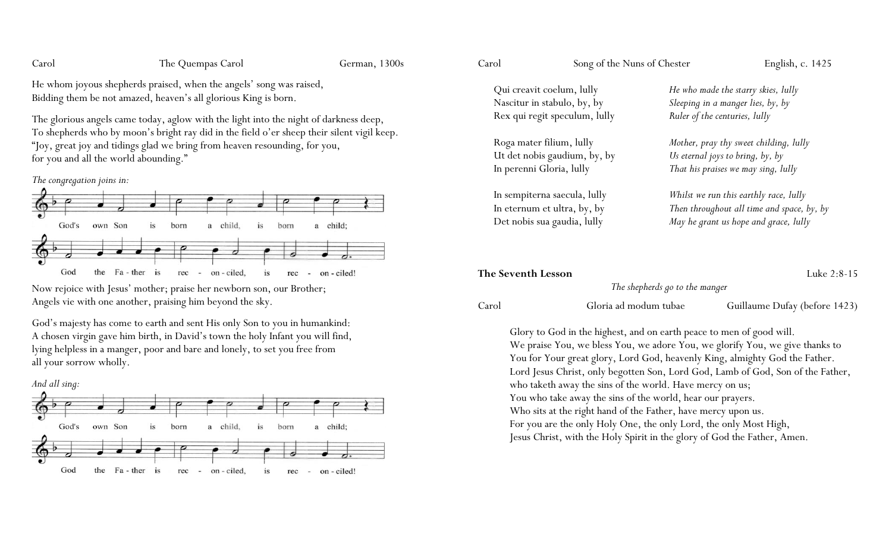Carol — The Quempas Carol — German, 1300s

He whom joyous shepherds praised, when the angels' song was raised,
Bidding them be not amazed, heaven's all glorious King is born.

The glorious angels came today, aglow with the light into the night of darkness deep,
To shepherds who by moon's bright ray did in the field o'er sheep their silent vigil keep.
"Joy, great joy and tidings glad we bring from heaven resounding, for you,
for you and all the world abounding."

*The congregation joins in:*

God's own Son is born a child, is born a child;
God the Father is reconciled, is reconciled!

Now rejoice with Jesus' mother; praise her newborn son, our Brother;
Angels vie with one another, praising him beyond the sky.

God's majesty has come to earth and sent His only Son to you in humankind:
A chosen virgin gave him birth, in David's town the holy Infant you will find,
lying helpless in a manger, poor and bare and lonely, to set you free from
all your sorrow wholly.

*And all sing:*

God's own Son is born a child, is born a child;
God the Father is reconciled, is reconciled!

Carol — Song of the Nuns of Chester — English, c. 1425

| | |
|---|---|
| Qui creavit coelum, lully | *He who made the starry skies, lully* |
| Nascitur in stabulo, by, by | *Sleeping in a manger lies, by, by* |
| Rex qui regit speculum, lully | *Ruler of the centuries, lully* |
| Roga mater filium, lully | *Mother, pray thy sweet childing, lully* |
| Ut det nobis gaudium, by, by | *Us eternal joys to bring, by, by* |
| In perenni Gloria, lully | *That his praises we may sing, lully* |
| In sempiterna saecula, lully | *Whilst we run this earthly race, lully* |
| In eternum et ultra, by, by | *Then throughout all time and space, by, by* |
| Det nobis sua gaudia, lully | *May he grant us hope and grace, lully* |

**The Seventh Lesson** — Luke 2:8-15

*The shepherds go to the manger*

Carol — Gloria ad modum tubae — Guillaume Dufay (before 1423)

Glory to God in the highest, and on earth peace to men of good will.
We praise You, we bless You, we adore You, we glorify You, we give thanks to
You for Your great glory, Lord God, heavenly King, almighty God the Father.
Lord Jesus Christ, only begotten Son, Lord God, Lamb of God, Son of the Father,
who taketh away the sins of the world. Have mercy on us;
You who take away the sins of the world, hear our prayers.
Who sits at the right hand of the Father, have mercy upon us.
For you are the only Holy One, the only Lord, the only Most High,
Jesus Christ, with the Holy Spirit in the glory of God the Father, Amen.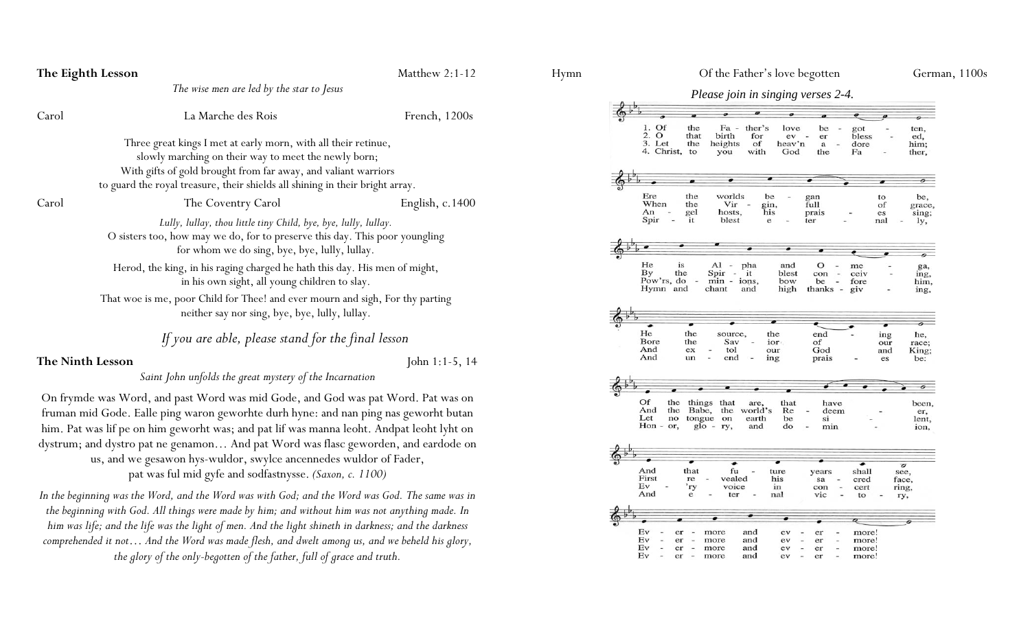**The Eighth Lesson** Matthew 2:1-12

*The wise men are led by the star to Jesus*

Carol — La Marche des Rois — French, 1200s

Three great kings I met at early morn, with all their retinue,
slowly marching on their way to meet the newly born;
With gifts of gold brought from far away, and valiant warriors
to guard the royal treasure, their shields all shining in their bright array.

Carol — The Coventry Carol — English, c.1400

*Lully, lullay, thou little tiny Child, bye, bye, lully, lullay.*
O sisters too, how may we do, for to preserve this day. This poor youngling
for whom we do sing, bye, bye, lully, lullay.

Herod, the king, in his raging charged he hath this day. His men of might,
in his own sight, all young children to slay.

That woe is me, poor Child for Thee! and ever mourn and sigh, For thy parting
neither say nor sing, bye, bye, lully, lullay.

*If you are able, please stand for the final lesson*

**The Ninth Lesson** John 1:1-5, 14

*Saint John unfolds the great mystery of the Incarnation*

On frymde was Word, and þæt Word was mid Gode, and God was þæt Word. Þæt was on fruman mid Gode. Ealle þing waron geworhte durh hyne: and nan þing nas geworht butan him. Þæt was lif þe on him geworht was; and þæt lif was manna leoht. Andþæt leoht lyht on dystrum; and dystro þæt ne genamon… And þæt Word was flæsc geworden, and eardode on us, and we gesawon hys-wuldor, swylce ancennedes wuldor of Fader,
þæt was ful mid gyfe and sodfastnysse. *(Saxon, c. 1100)*

*In the beginning was the Word, and the Word was with God; and the Word was God. The same was in the beginning with God. All things were made by him; and without him was not anything made. In him was life; and the life was the light of men. And the light shineth in darkness; and the darkness comprehended it not… And the Word was made flesh, and dwelt among us, and we beheld his glory, the glory of the only-begotten of the father, full of grace and truth.*

Hymn — Of the Father's love begotten — German, 1100s

*Please join in singing verses 2-4.*

1. Of the Father's love begotten, Ere the worlds began to be, He is Alpha and Omega, He the source, the ending he, Of the things that are, that have been, And that future years shall see, Evermore and evermore!

2. O that birth for ever blessed, When the Virgin, full of grace, By the Spirit blest conceiving, Bore the Saviour of our race; And the Babe, the world's Redeemer, First revealed his sacred face, Evermore and evermore!

3. Let the heights of heav'n adore him; Angel hosts, his praises sing; Pow'rs, dominions, bow before him, And extol our God and King; Let no tongue on earth be silent, Every voice in concert ring, Evermore and evermore!

4. Christ, to you with God the Father, Spirit blest eternally, Hymn and chant and high thanksgiving, And unending praises be: Honor, glory, and dominion, And eternal victory, Evermore and evermore!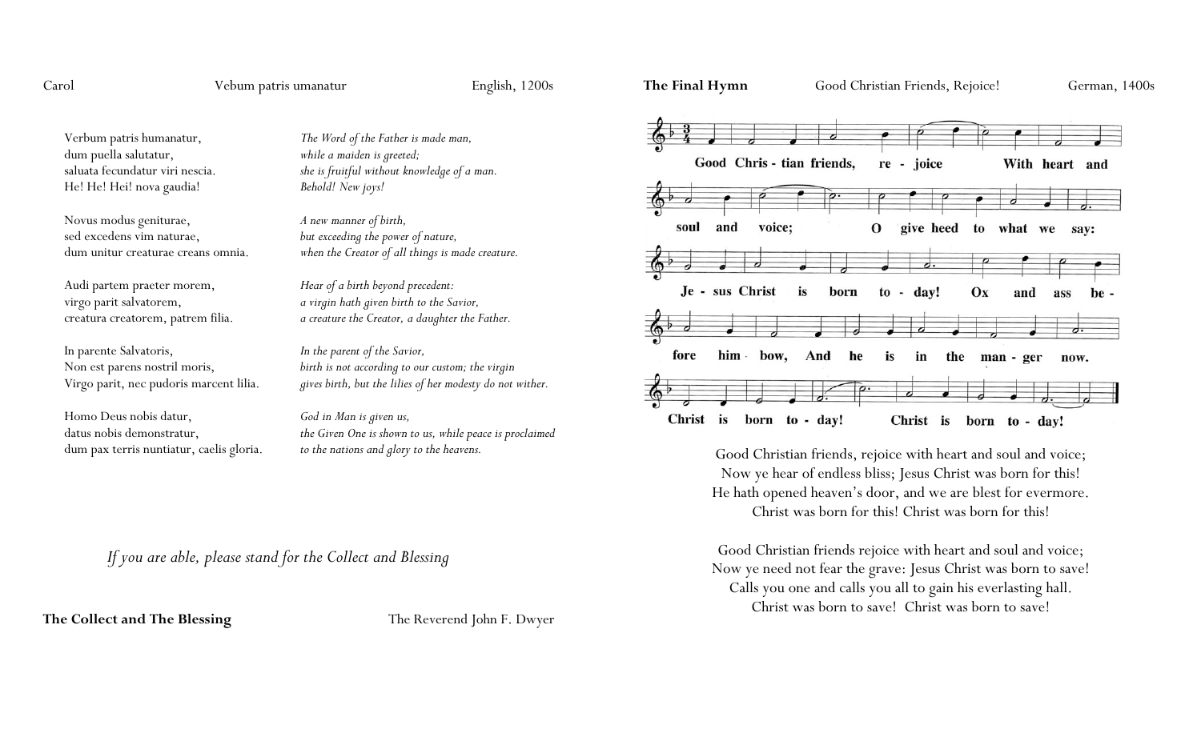Carol — Vebum patris umanatur — English, 1200s

| | |
|---|---|
| Verbum patris humanatur,<br>dum puella salutatur,<br>saluata fecundatur viri nescia.<br>He! He! Hei! nova gaudia! | *The Word of the Father is made man,*<br>*while a maiden is greeted;*<br>*she is fruitful without knowledge of a man.*<br>*Behold! New joys!* |
| Novus modus geniturae,<br>sed excedens vim naturae,<br>dum unitur creaturae creans omnia. | *A new manner of birth,*<br>*but exceeding the power of nature,*<br>*when the Creator of all things is made creature.* |
| Audi partem praeter morem,<br>virgo parit salvatorem,<br>creatura creatorem, patrem filia. | *Hear of a birth beyond precedent:*<br>*a virgin hath given birth to the Savior,*<br>*a creature the Creator, a daughter the Father.* |
| In parente Salvatoris,<br>Non est parens nostril moris,<br>Virgo parit, nec pudoris marcent lilia. | *In the parent of the Savior,*<br>*birth is not according to our custom; the virgin*<br>*gives birth, but the lilies of her modesty do not wither.* |
| Homo Deus nobis datur,<br>datus nobis demonstratur,<br>dum pax terris nuntiatur, caelis gloria. | *God in Man is given us,*<br>*the Given One is shown to us, while peace is proclaimed*<br>*to the nations and glory to the heavens.* |

*If you are able, please stand for the Collect and Blessing*

**The Collect and The Blessing** — The Reverend John F. Dwyer

**The Final Hymn** — Good Christian Friends, Rejoice! — German, 1400s

Good Christian friends, rejoice With heart and soul and voice; O give heed to what we say: Jesus Christ is born to-day! Ox and ass be-fore him bow, And he is in the man-ger now. Christ is born to-day! Christ is born to-day!

Good Christian friends, rejoice with heart and soul and voice;
Now ye hear of endless bliss; Jesus Christ was born for this!
He hath opened heaven's door, and we are blest for evermore.
Christ was born for this! Christ was born for this!

Good Christian friends rejoice with heart and soul and voice;
Now ye need not fear the grave: Jesus Christ was born to save!
Calls you one and calls you all to gain his everlasting hall.
Christ was born to save! Christ was born to save!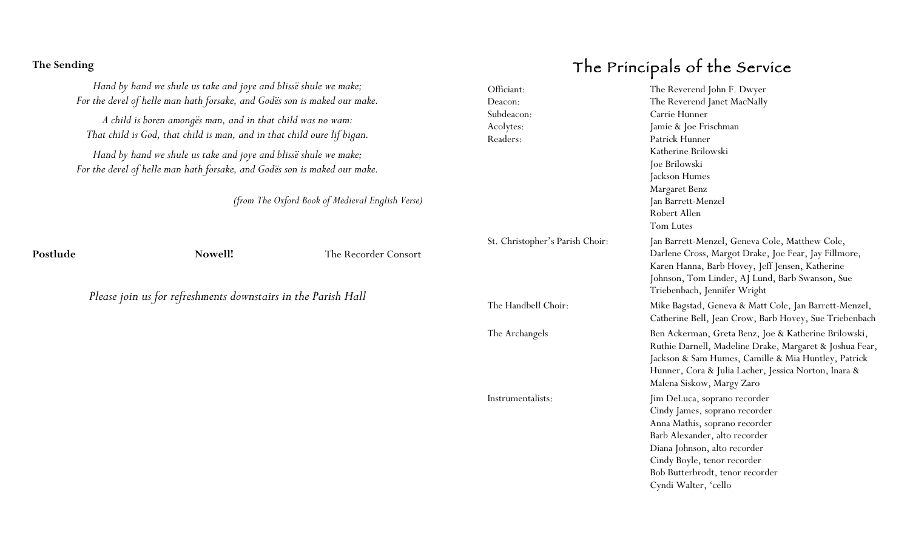**The Sending**

*Hand by hand we shule us take and joye and blissë shule we make;*
*For the devel of helle man hath forsake, and Godës son is maked our make.*

*A child is boren amongës man, and in that child was no wam:*
*That child is God, that child is man, and in that child oure lif bigan.*

*Hand by hand we shule us take and joye and blissë shule we make;*
*For the devel of helle man hath forsake, and Godës son is maked our make.*

*(from The Oxford Book of Medieval English Verse)*

**Postlude** **Nowell!** The Recorder Consort

*Please join us for refreshments downstairs in the Parish Hall*

# The Principals of the Service

| | |
|---|---|
| Officiant: | The Reverend John F. Dwyer |
| Deacon: | The Reverend Janet MacNally |
| Subdeacon: | Carrie Hunner |
| Acolytes: | Jamie & Joe Frischman |
| Readers: | Patrick Hunner<br>Katherine Brilowski<br>Joe Brilowski<br>Jackson Humes<br>Margaret Benz<br>Jan Barrett-Menzel<br>Robert Allen<br>Tom Lutes |
| St. Christopher's Parish Choir: | Jan Barrett-Menzel, Geneva Cole, Matthew Cole, Darlene Cross, Margot Drake, Joe Fear, Jay Fillmore, Karen Hanna, Barb Hovey, Jeff Jensen, Katherine Johnson, Tom Linder, AJ Lund, Barb Swanson, Sue Triebenbach, Jennifer Wright |
| The Handbell Choir: | Mike Bagstad, Geneva & Matt Cole, Jan Barrett-Menzel, Catherine Bell, Jean Crow, Barb Hovey, Sue Triebenbach |
| The Archangels | Ben Ackerman, Greta Benz, Joe & Katherine Brilowski, Ruthie Darnell, Madeline Drake, Margaret & Joshua Fear, Jackson & Sam Humes, Camille & Mia Huntley, Patrick Hunner, Cora & Julia Lacher, Jessica Norton, Inara & Malena Siskow, Margy Zaro |
| Instrumentalists: | Jim DeLuca, soprano recorder<br>Cindy James, soprano recorder<br>Anna Mathis, soprano recorder<br>Barb Alexander, alto recorder<br>Diana Johnson, alto recorder<br>Cindy Boyle, tenor recorder<br>Bob Butterbrodt, tenor recorder<br>Cyndi Walter, 'cello |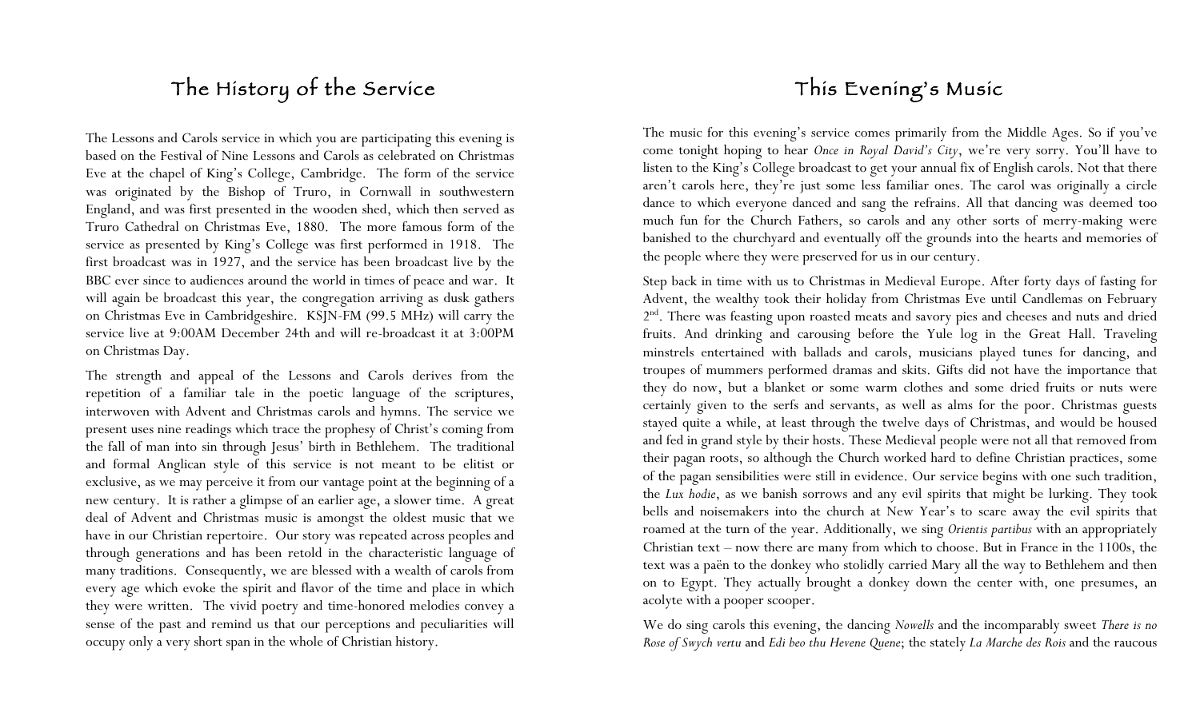# The History of the Service

The Lessons and Carols service in which you are participating this evening is based on the Festival of Nine Lessons and Carols as celebrated on Christmas Eve at the chapel of King's College, Cambridge. The form of the service was originated by the Bishop of Truro, in Cornwall in southwestern England, and was first presented in the wooden shed, which then served as Truro Cathedral on Christmas Eve, 1880. The more famous form of the service as presented by King's College was first performed in 1918. The first broadcast was in 1927, and the service has been broadcast live by the BBC ever since to audiences around the world in times of peace and war. It will again be broadcast this year, the congregation arriving as dusk gathers on Christmas Eve in Cambridgeshire. KSJN-FM (99.5 MHz) will carry the service live at 9:00AM December 24th and will re-broadcast it at 3:00PM on Christmas Day.

The strength and appeal of the Lessons and Carols derives from the repetition of a familiar tale in the poetic language of the scriptures, interwoven with Advent and Christmas carols and hymns. The service we present uses nine readings which trace the prophesy of Christ's coming from the fall of man into sin through Jesus' birth in Bethlehem. The traditional and formal Anglican style of this service is not meant to be elitist or exclusive, as we may perceive it from our vantage point at the beginning of a new century. It is rather a glimpse of an earlier age, a slower time. A great deal of Advent and Christmas music is amongst the oldest music that we have in our Christian repertoire. Our story was repeated across peoples and through generations and has been retold in the characteristic language of many traditions. Consequently, we are blessed with a wealth of carols from every age which evoke the spirit and flavor of the time and place in which they were written. The vivid poetry and time-honored melodies convey a sense of the past and remind us that our perceptions and peculiarities will occupy only a very short span in the whole of Christian history.

# This Evening's Music

The music for this evening's service comes primarily from the Middle Ages. So if you've come tonight hoping to hear *Once in Royal David's City*, we're very sorry. You'll have to listen to the King's College broadcast to get your annual fix of English carols. Not that there aren't carols here, they're just some less familiar ones. The carol was originally a circle dance to which everyone danced and sang the refrains. All that dancing was deemed too much fun for the Church Fathers, so carols and any other sorts of merry-making were banished to the churchyard and eventually off the grounds into the hearts and memories of the people where they were preserved for us in our century.

Step back in time with us to Christmas in Medieval Europe. After forty days of fasting for Advent, the wealthy took their holiday from Christmas Eve until Candlemas on February 2nd. There was feasting upon roasted meats and savory pies and cheeses and nuts and dried fruits. And drinking and carousing before the Yule log in the Great Hall. Traveling minstrels entertained with ballads and carols, musicians played tunes for dancing, and troupes of mummers performed dramas and skits. Gifts did not have the importance that they do now, but a blanket or some warm clothes and some dried fruits or nuts were certainly given to the serfs and servants, as well as alms for the poor. Christmas guests stayed quite a while, at least through the twelve days of Christmas, and would be housed and fed in grand style by their hosts. These Medieval people were not all that removed from their pagan roots, so although the Church worked hard to define Christian practices, some of the pagan sensibilities were still in evidence. Our service begins with one such tradition, the *Lux hodie*, as we banish sorrows and any evil spirits that might be lurking. They took bells and noisemakers into the church at New Year's to scare away the evil spirits that roamed at the turn of the year. Additionally, we sing *Orientis partibus* with an appropriately Christian text – now there are many from which to choose. But in France in the 1100s, the text was a paën to the donkey who stolidly carried Mary all the way to Bethlehem and then on to Egypt. They actually brought a donkey down the center with, one presumes, an acolyte with a pooper scooper.

We do sing carols this evening, the dancing *Nowells* and the incomparably sweet *There is no Rose of Swych vertu* and *Edi beo thu Hevene Quene*; the stately *La Marche des Rois* and the raucous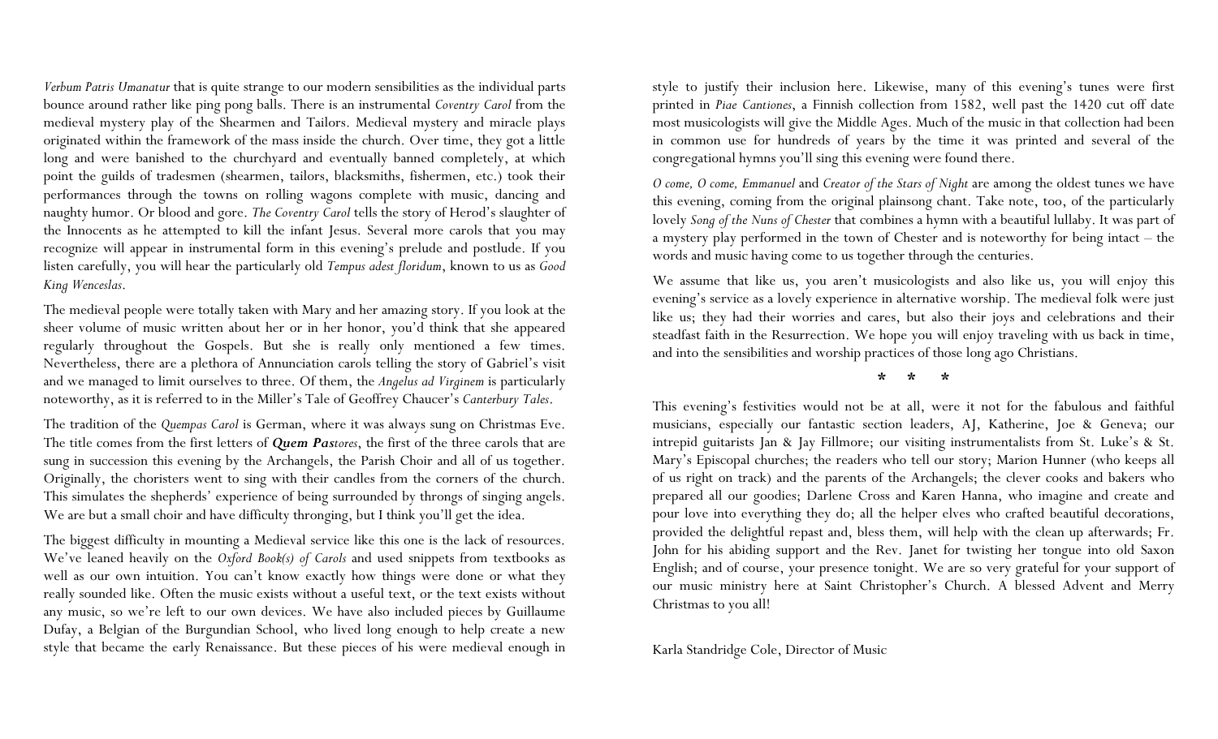*Verbum Patris Umanatur* that is quite strange to our modern sensibilities as the individual parts bounce around rather like ping pong balls. There is an instrumental *Coventry Carol* from the medieval mystery play of the Shearmen and Tailors. Medieval mystery and miracle plays originated within the framework of the mass inside the church. Over time, they got a little long and were banished to the churchyard and eventually banned completely, at which point the guilds of tradesmen (shearmen, tailors, blacksmiths, fishermen, etc.) took their performances through the towns on rolling wagons complete with music, dancing and naughty humor. Or blood and gore. *The Coventry Carol* tells the story of Herod's slaughter of the Innocents as he attempted to kill the infant Jesus. Several more carols that you may recognize will appear in instrumental form in this evening's prelude and postlude. If you listen carefully, you will hear the particularly old *Tempus adest floridum*, known to us as *Good King Wenceslas*.

The medieval people were totally taken with Mary and her amazing story. If you look at the sheer volume of music written about her or in her honor, you'd think that she appeared regularly throughout the Gospels. But she is really only mentioned a few times. Nevertheless, there are a plethora of Annunciation carols telling the story of Gabriel's visit and we managed to limit ourselves to three. Of them, the *Angelus ad Virginem* is particularly noteworthy, as it is referred to in the Miller's Tale of Geoffrey Chaucer's *Canterbury Tales*.

The tradition of the *Quempas Carol* is German, where it was always sung on Christmas Eve. The title comes from the first letters of ***Quem Pas****tores*, the first of the three carols that are sung in succession this evening by the Archangels, the Parish Choir and all of us together. Originally, the choristers went to sing with their candles from the corners of the church. This simulates the shepherds' experience of being surrounded by throngs of singing angels. We are but a small choir and have difficulty thronging, but I think you'll get the idea.

The biggest difficulty in mounting a Medieval service like this one is the lack of resources. We've leaned heavily on the *Oxford Book(s) of Carols* and used snippets from textbooks as well as our own intuition. You can't know exactly how things were done or what they really sounded like. Often the music exists without a useful text, or the text exists without any music, so we're left to our own devices. We have also included pieces by Guillaume Dufay, a Belgian of the Burgundian School, who lived long enough to help create a new style that became the early Renaissance. But these pieces of his were medieval enough in style to justify their inclusion here. Likewise, many of this evening's tunes were first printed in *Piae Cantiones*, a Finnish collection from 1582, well past the 1420 cut off date most musicologists will give the Middle Ages. Much of the music in that collection had been in common use for hundreds of years by the time it was printed and several of the congregational hymns you'll sing this evening were found there.

*O come, O come, Emmanuel* and *Creator of the Stars of Night* are among the oldest tunes we have this evening, coming from the original plainsong chant. Take note, too, of the particularly lovely *Song of the Nuns of Chester* that combines a hymn with a beautiful lullaby. It was part of a mystery play performed in the town of Chester and is noteworthy for being intact – the words and music having come to us together through the centuries.

We assume that like us, you aren't musicologists and also like us, you will enjoy this evening's service as a lovely experience in alternative worship. The medieval folk were just like us; they had their worries and cares, but also their joys and celebrations and their steadfast faith in the Resurrection. We hope you will enjoy traveling with us back in time, and into the sensibilities and worship practices of those long ago Christians.

\* \* \*

This evening's festivities would not be at all, were it not for the fabulous and faithful musicians, especially our fantastic section leaders, AJ, Katherine, Joe & Geneva; our intrepid guitarists Jan & Jay Fillmore; our visiting instrumentalists from St. Luke's & St. Mary's Episcopal churches; the readers who tell our story; Marion Hunner (who keeps all of us right on track) and the parents of the Archangels; the clever cooks and bakers who prepared all our goodies; Darlene Cross and Karen Hanna, who imagine and create and pour love into everything they do; all the helper elves who crafted beautiful decorations, provided the delightful repast and, bless them, will help with the clean up afterwards; Fr. John for his abiding support and the Rev. Janet for twisting her tongue into old Saxon English; and of course, your presence tonight. We are so very grateful for your support of our music ministry here at Saint Christopher's Church. A blessed Advent and Merry Christmas to you all!

Karla Standridge Cole, Director of Music